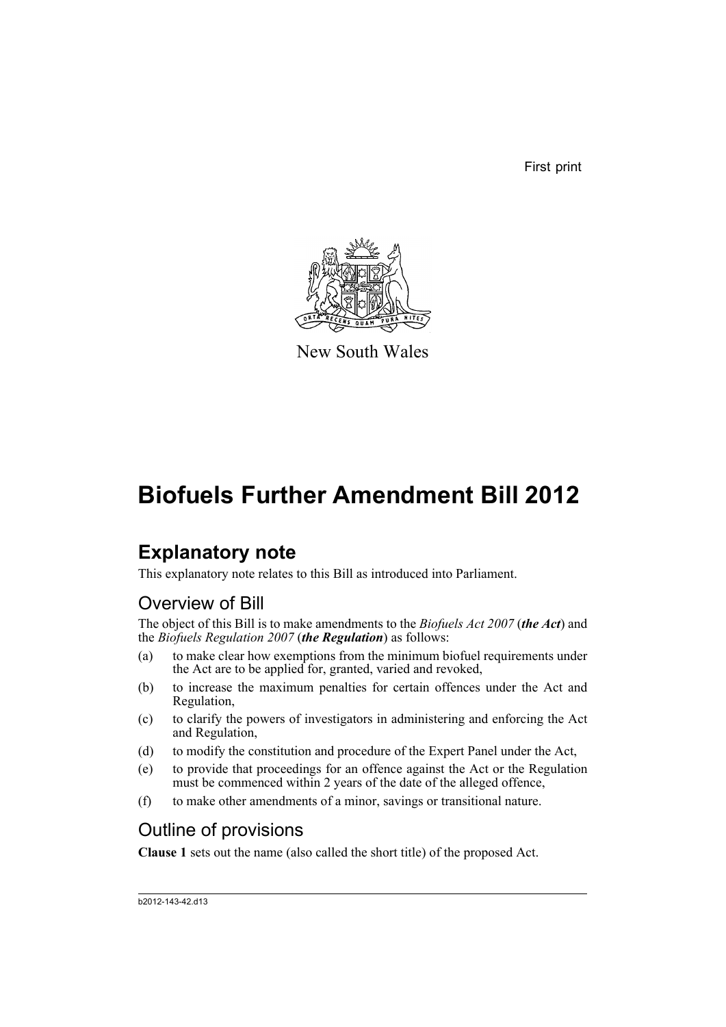First print

New South Wales

# Biofuels Further Amendment Bill 2012

## Explanatory note

This explanatory note relates to this Bill as introduced into Parliament.

### Overview of Bill

The object of this Bill is to make amendments to the *Biofuels Act 2007* (***the Act***) and the *Biofuels Regulation 2007* (***the Regulation***) as follows:

(a) to make clear how exemptions from the minimum biofuel requirements under the Act are to be applied for, granted, varied and revoked,

(b) to increase the maximum penalties for certain offences under the Act and Regulation,

(c) to clarify the powers of investigators in administering and enforcing the Act and Regulation,

(d) to modify the constitution and procedure of the Expert Panel under the Act,

(e) to provide that proceedings for an offence against the Act or the Regulation must be commenced within 2 years of the date of the alleged offence,

(f) to make other amendments of a minor, savings or transitional nature.

### Outline of provisions

**Clause 1** sets out the name (also called the short title) of the proposed Act.

b2012-143-42.d13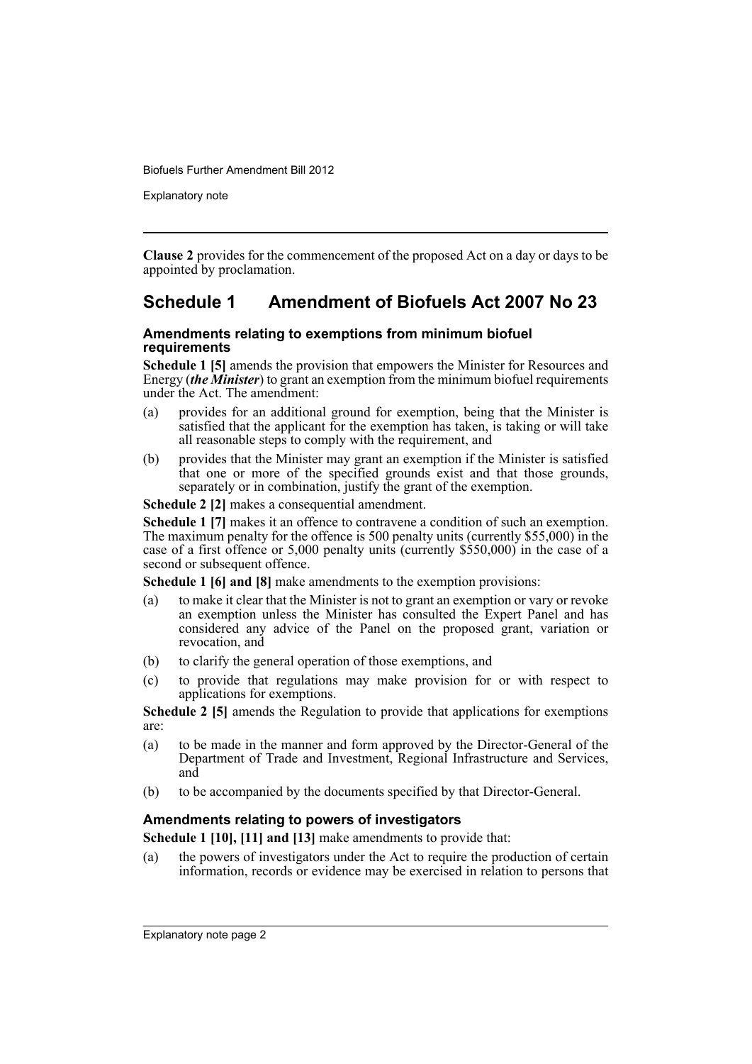**Clause 2** provides for the commencement of the proposed Act on a day or days to be appointed by proclamation.

## Schedule 1 Amendment of Biofuels Act 2007 No 23

### Amendments relating to exemptions from minimum biofuel requirements

**Schedule 1 [5]** amends the provision that empowers the Minister for Resources and Energy (***the Minister***) to grant an exemption from the minimum biofuel requirements under the Act. The amendment:

(a) provides for an additional ground for exemption, being that the Minister is satisfied that the applicant for the exemption has taken, is taking or will take all reasonable steps to comply with the requirement, and

(b) provides that the Minister may grant an exemption if the Minister is satisfied that one or more of the specified grounds exist and that those grounds, separately or in combination, justify the grant of the exemption.

**Schedule 2 [2]** makes a consequential amendment.

**Schedule 1 [7]** makes it an offence to contravene a condition of such an exemption. The maximum penalty for the offence is 500 penalty units (currently $55,000) in the case of a first offence or 5,000 penalty units (currently $550,000) in the case of a second or subsequent offence.

**Schedule 1 [6] and [8]** make amendments to the exemption provisions:

(a) to make it clear that the Minister is not to grant an exemption or vary or revoke an exemption unless the Minister has consulted the Expert Panel and has considered any advice of the Panel on the proposed grant, variation or revocation, and

(b) to clarify the general operation of those exemptions, and

(c) to provide that regulations may make provision for or with respect to applications for exemptions.

**Schedule 2 [5]** amends the Regulation to provide that applications for exemptions are:

(a) to be made in the manner and form approved by the Director-General of the Department of Trade and Investment, Regional Infrastructure and Services, and

(b) to be accompanied by the documents specified by that Director-General.

### Amendments relating to powers of investigators

**Schedule 1 [10], [11] and [13]** make amendments to provide that:

(a) the powers of investigators under the Act to require the production of certain information, records or evidence may be exercised in relation to persons that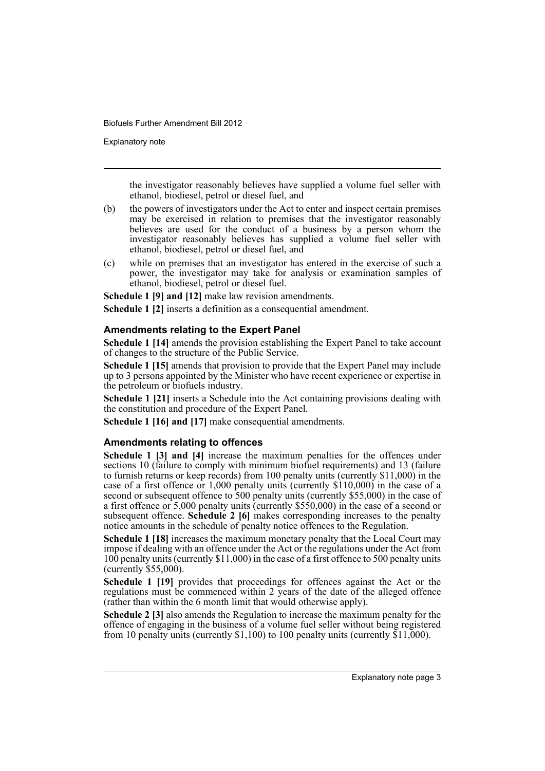the investigator reasonably believes have supplied a volume fuel seller with ethanol, biodiesel, petrol or diesel fuel, and

(b) the powers of investigators under the Act to enter and inspect certain premises may be exercised in relation to premises that the investigator reasonably believes are used for the conduct of a business by a person whom the investigator reasonably believes has supplied a volume fuel seller with ethanol, biodiesel, petrol or diesel fuel, and

(c) while on premises that an investigator has entered in the exercise of such a power, the investigator may take for analysis or examination samples of ethanol, biodiesel, petrol or diesel fuel.

**Schedule 1 [9] and [12]** make law revision amendments.

**Schedule 1 [2]** inserts a definition as a consequential amendment.

### Amendments relating to the Expert Panel

**Schedule 1 [14]** amends the provision establishing the Expert Panel to take account of changes to the structure of the Public Service.

**Schedule 1 [15]** amends that provision to provide that the Expert Panel may include up to 3 persons appointed by the Minister who have recent experience or expertise in the petroleum or biofuels industry.

**Schedule 1 [21]** inserts a Schedule into the Act containing provisions dealing with the constitution and procedure of the Expert Panel.

**Schedule 1 [16] and [17]** make consequential amendments.

### Amendments relating to offences

**Schedule 1 [3] and [4]** increase the maximum penalties for the offences under sections 10 (failure to comply with minimum biofuel requirements) and 13 (failure to furnish returns or keep records) from 100 penalty units (currently $11,000) in the case of a first offence or 1,000 penalty units (currently $110,000) in the case of a second or subsequent offence to 500 penalty units (currently $55,000) in the case of a first offence or 5,000 penalty units (currently $550,000) in the case of a second or subsequent offence. **Schedule 2 [6]** makes corresponding increases to the penalty notice amounts in the schedule of penalty notice offences to the Regulation.

**Schedule 1 [18]** increases the maximum monetary penalty that the Local Court may impose if dealing with an offence under the Act or the regulations under the Act from 100 penalty units (currently $11,000) in the case of a first offence to 500 penalty units (currently $55,000).

**Schedule 1 [19]** provides that proceedings for offences against the Act or the regulations must be commenced within 2 years of the date of the alleged offence (rather than within the 6 month limit that would otherwise apply).

**Schedule 2 [3]** also amends the Regulation to increase the maximum penalty for the offence of engaging in the business of a volume fuel seller without being registered from 10 penalty units (currently $1,100) to 100 penalty units (currently $11,000).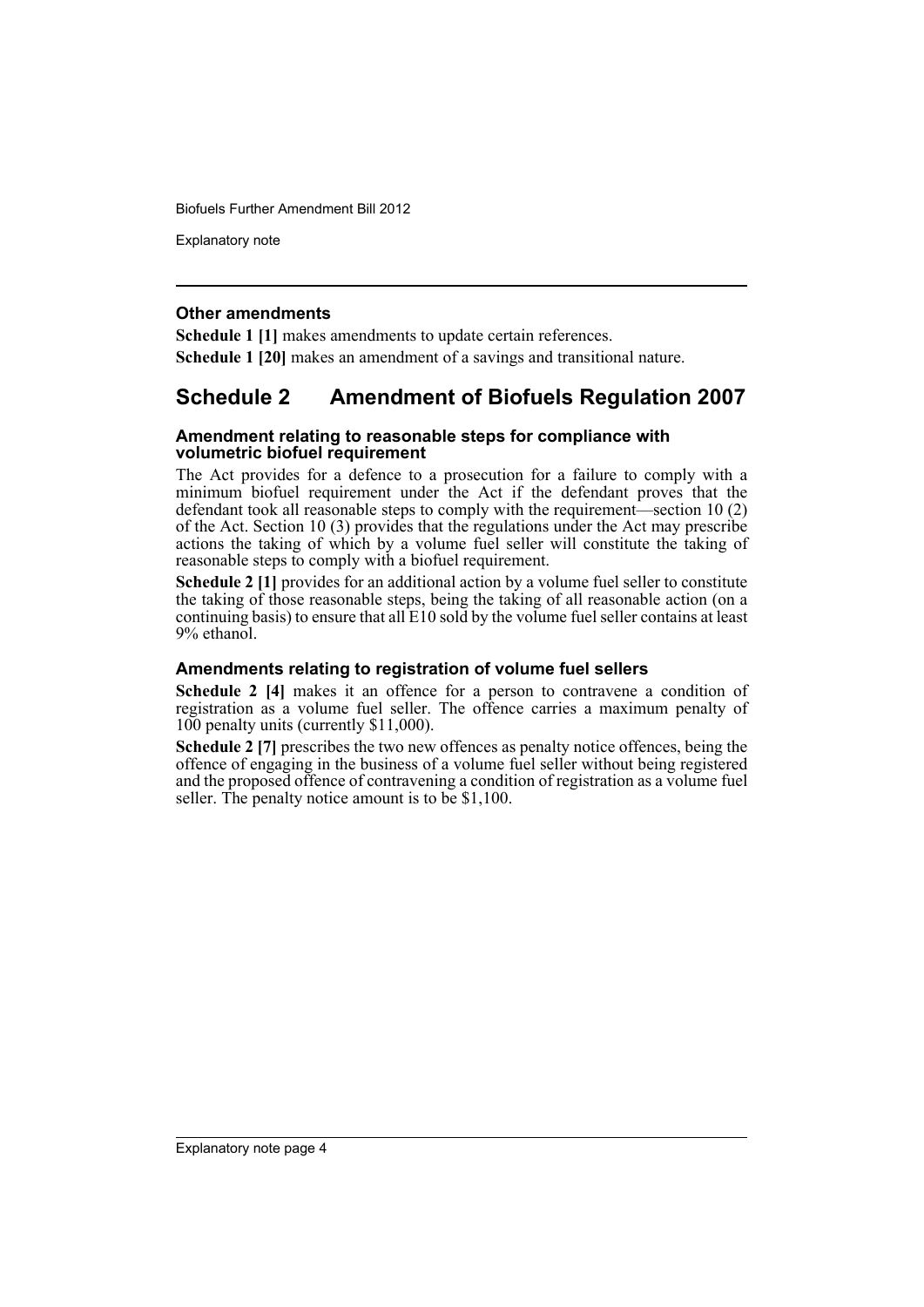### Other amendments

**Schedule 1 [1]** makes amendments to update certain references.

**Schedule 1 [20]** makes an amendment of a savings and transitional nature.

## Schedule 2 Amendment of Biofuels Regulation 2007

### Amendment relating to reasonable steps for compliance with volumetric biofuel requirement

The Act provides for a defence to a prosecution for a failure to comply with a minimum biofuel requirement under the Act if the defendant proves that the defendant took all reasonable steps to comply with the requirement—section 10 (2) of the Act. Section 10 (3) provides that the regulations under the Act may prescribe actions the taking of which by a volume fuel seller will constitute the taking of reasonable steps to comply with a biofuel requirement.

**Schedule 2 [1]** provides for an additional action by a volume fuel seller to constitute the taking of those reasonable steps, being the taking of all reasonable action (on a continuing basis) to ensure that all E10 sold by the volume fuel seller contains at least 9% ethanol.

### Amendments relating to registration of volume fuel sellers

**Schedule 2 [4]** makes it an offence for a person to contravene a condition of registration as a volume fuel seller. The offence carries a maximum penalty of 100 penalty units (currently $11,000).

**Schedule 2 [7]** prescribes the two new offences as penalty notice offences, being the offence of engaging in the business of a volume fuel seller without being registered and the proposed offence of contravening a condition of registration as a volume fuel seller. The penalty notice amount is to be $1,100.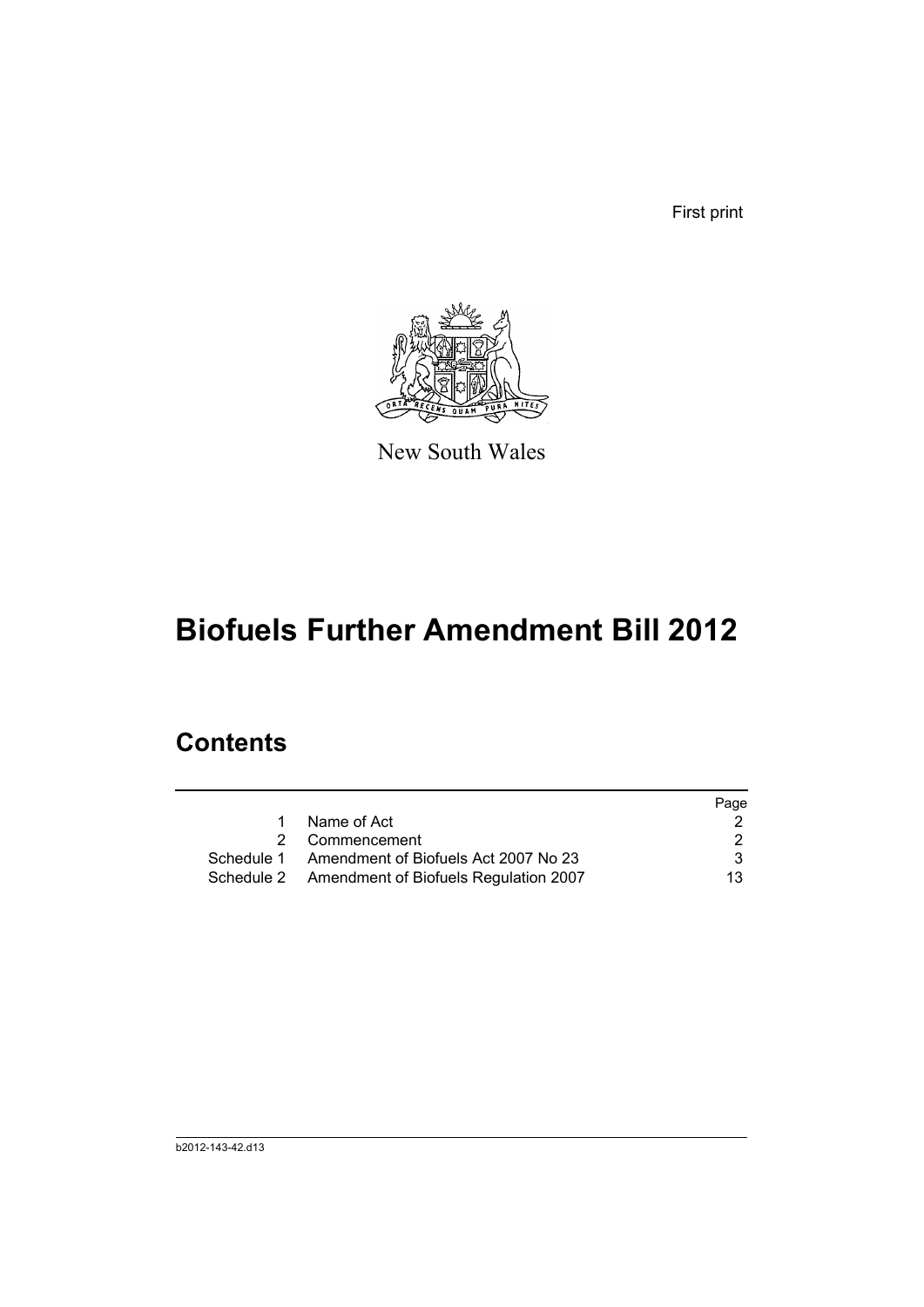First print

New South Wales

# Biofuels Further Amendment Bill 2012

## Contents

| | | Page |
|---|---|---|
| 1 | Name of Act | 2 |
| 2 | Commencement | 2 |
| Schedule 1 | Amendment of Biofuels Act 2007 No 23 | 3 |
| Schedule 2 | Amendment of Biofuels Regulation 2007 | 13 |

b2012-143-42.d13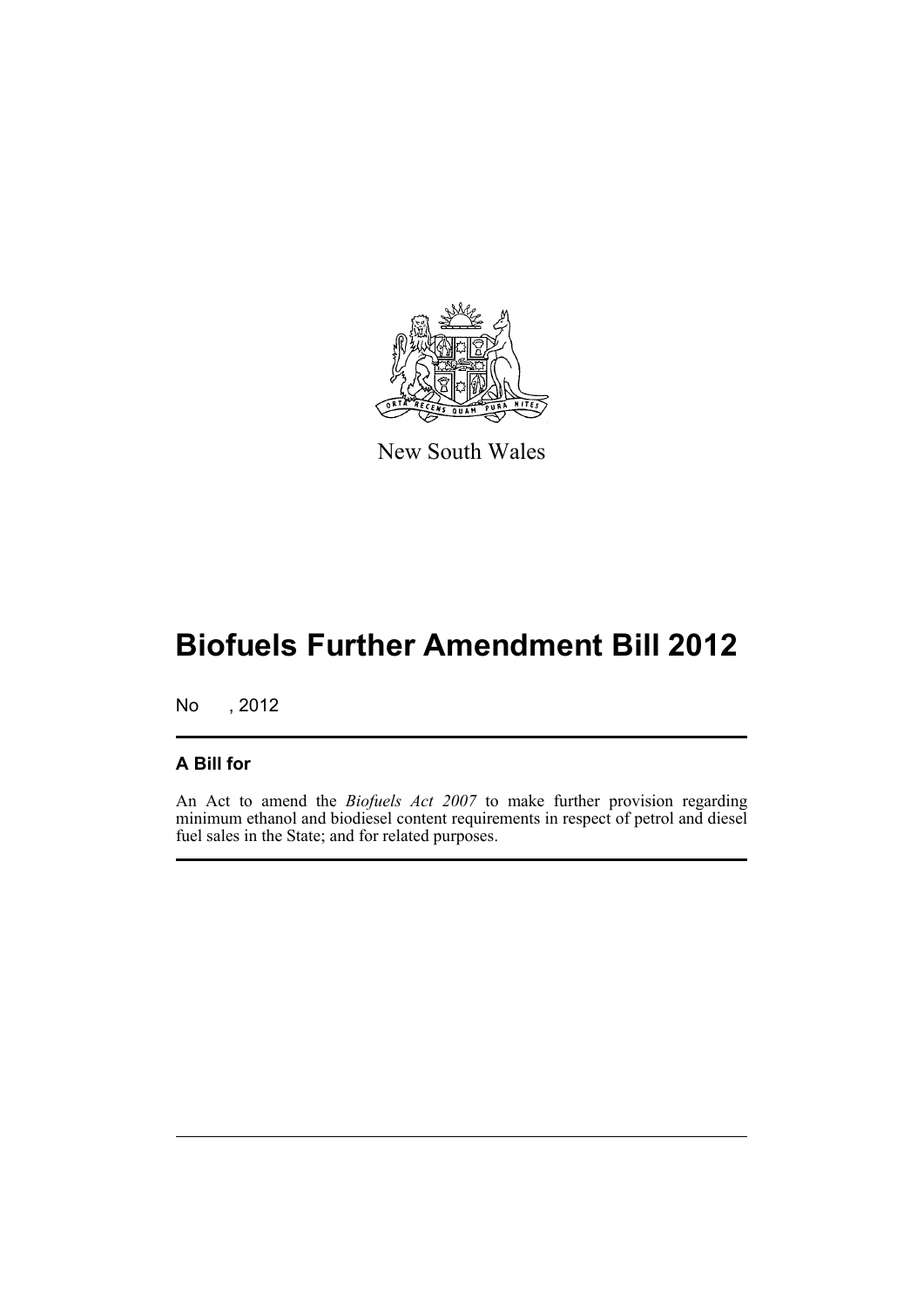New South Wales

# Biofuels Further Amendment Bill 2012

No , 2012

## A Bill for

An Act to amend the *Biofuels Act 2007* to make further provision regarding minimum ethanol and biodiesel content requirements in respect of petrol and diesel fuel sales in the State; and for related purposes.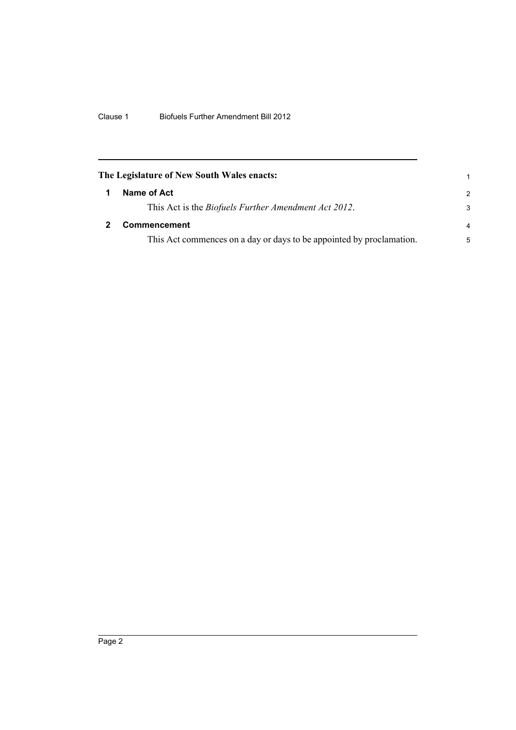**The Legislature of New South Wales enacts:**

## 1 Name of Act

This Act is the *Biofuels Further Amendment Act 2012*.

## 2 Commencement

This Act commences on a day or days to be appointed by proclamation.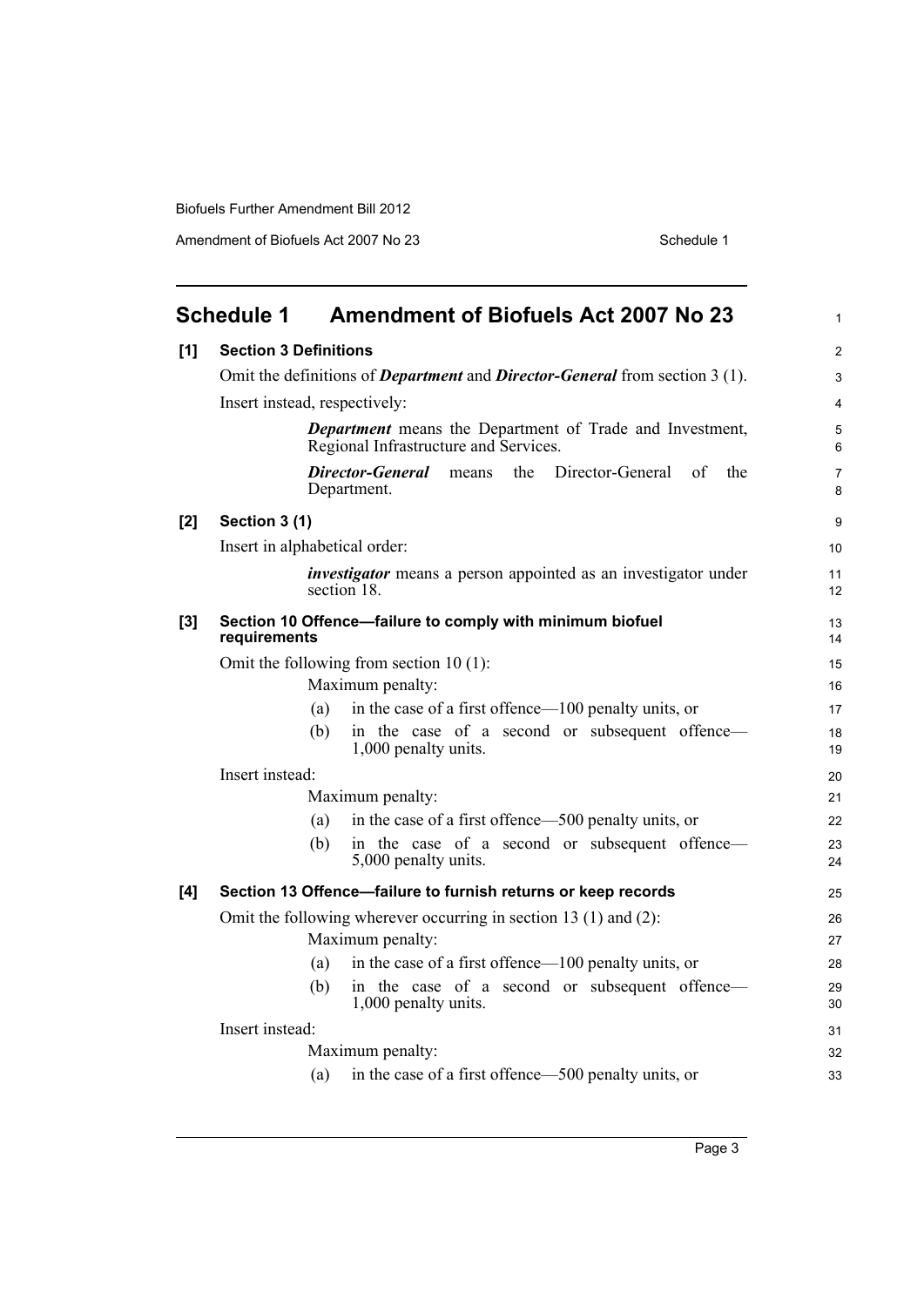## Schedule 1 Amendment of Biofuels Act 2007 No 23

**[1] Section 3 Definitions**

Omit the definitions of ***Department*** and ***Director-General*** from section 3 (1).

Insert instead, respectively:

> ***Department*** means the Department of Trade and Investment, Regional Infrastructure and Services.
>
> ***Director-General*** means the Director-General of the Department.

**[2] Section 3 (1)**

Insert in alphabetical order:

> ***investigator*** means a person appointed as an investigator under section 18.

**[3] Section 10 Offence—failure to comply with minimum biofuel requirements**

Omit the following from section 10 (1):

> Maximum penalty:
>
> (a) in the case of a first offence—100 penalty units, or
>
> (b) in the case of a second or subsequent offence—1,000 penalty units.

Insert instead:

> Maximum penalty:
>
> (a) in the case of a first offence—500 penalty units, or
>
> (b) in the case of a second or subsequent offence—5,000 penalty units.

**[4] Section 13 Offence—failure to furnish returns or keep records**

Omit the following wherever occurring in section 13 (1) and (2):

> Maximum penalty:
>
> (a) in the case of a first offence—100 penalty units, or
>
> (b) in the case of a second or subsequent offence—1,000 penalty units.

Insert instead:

> Maximum penalty:
>
> (a) in the case of a first offence—500 penalty units, or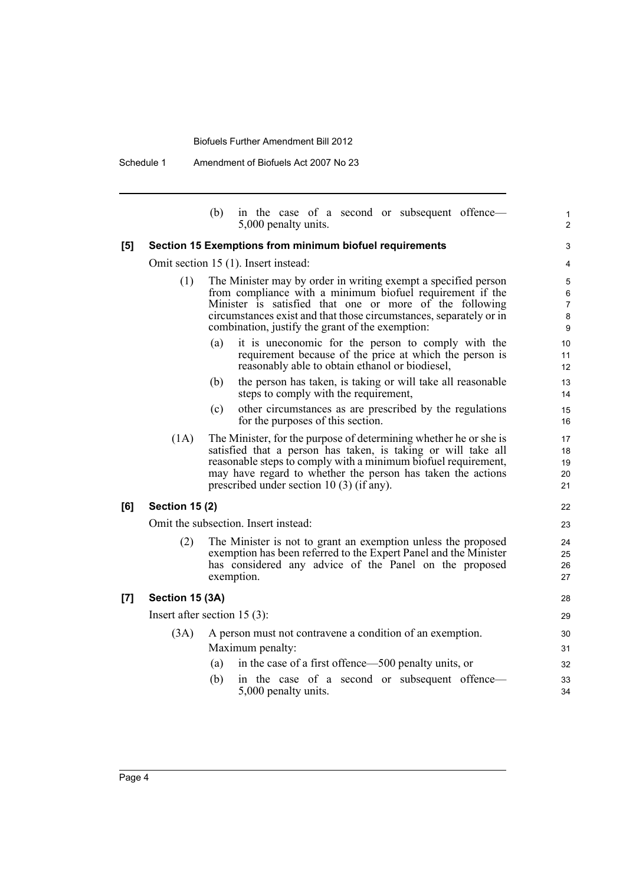(b) in the case of a second or subsequent offence—5,000 penalty units.

**[5] Section 15 Exemptions from minimum biofuel requirements**

Omit section 15 (1). Insert instead:

(1) The Minister may by order in writing exempt a specified person from compliance with a minimum biofuel requirement if the Minister is satisfied that one or more of the following circumstances exist and that those circumstances, separately or in combination, justify the grant of the exemption:

(a) it is uneconomic for the person to comply with the requirement because of the price at which the person is reasonably able to obtain ethanol or biodiesel,

(b) the person has taken, is taking or will take all reasonable steps to comply with the requirement,

(c) other circumstances as are prescribed by the regulations for the purposes of this section.

(1A) The Minister, for the purpose of determining whether he or she is satisfied that a person has taken, is taking or will take all reasonable steps to comply with a minimum biofuel requirement, may have regard to whether the person has taken the actions prescribed under section 10 (3) (if any).

**[6] Section 15 (2)**

Omit the subsection. Insert instead:

(2) The Minister is not to grant an exemption unless the proposed exemption has been referred to the Expert Panel and the Minister has considered any advice of the Panel on the proposed exemption.

**[7] Section 15 (3A)**

Insert after section 15 (3):

(3A) A person must not contravene a condition of an exemption.

Maximum penalty:

(a) in the case of a first offence—500 penalty units, or

(b) in the case of a second or subsequent offence—5,000 penalty units.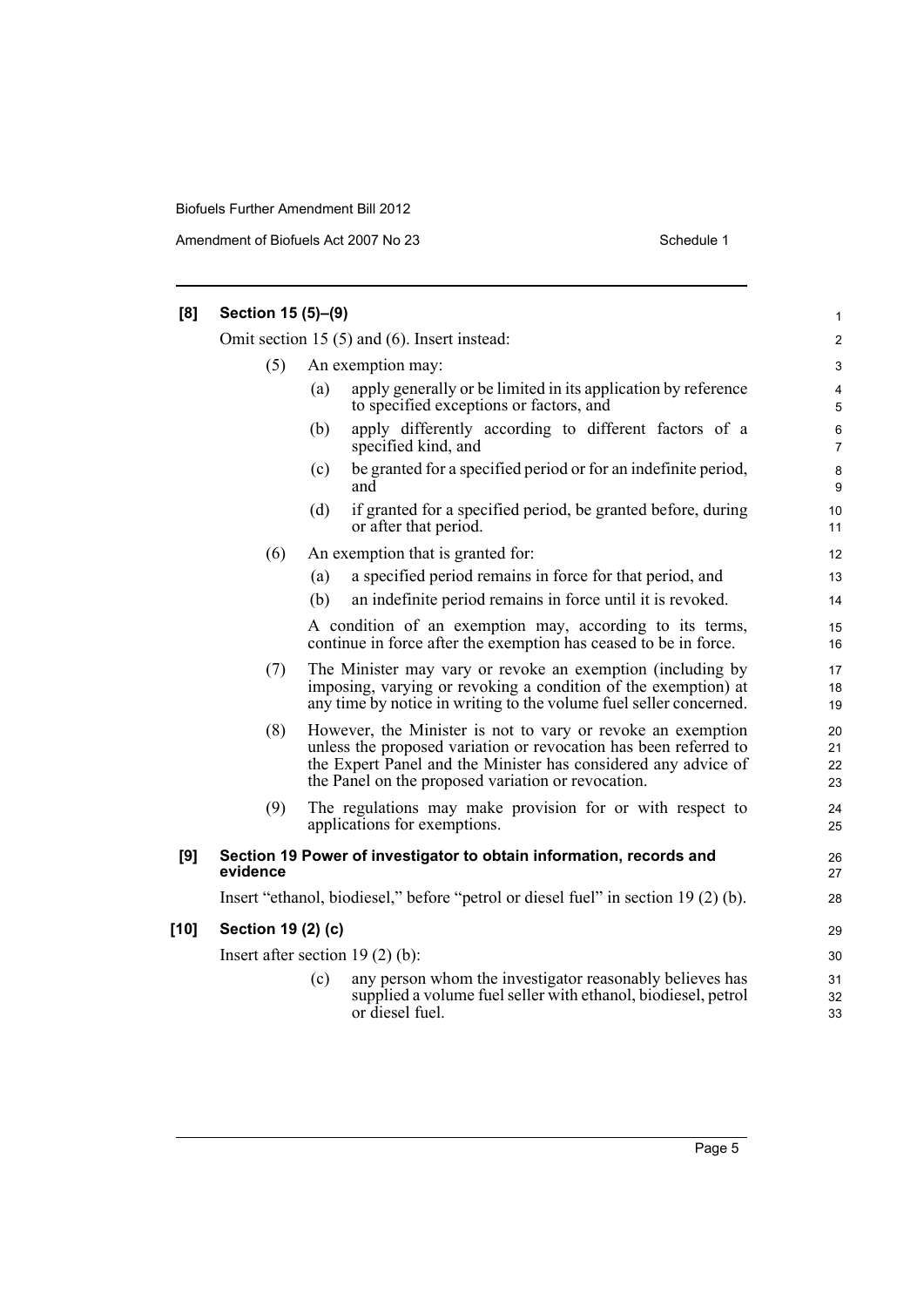**[8] Section 15 (5)–(9)**

Omit section 15 (5) and (6). Insert instead:

(5) An exemption may:

- (a) apply generally or be limited in its application by reference to specified exceptions or factors, and
- (b) apply differently according to different factors of a specified kind, and
- (c) be granted for a specified period or for an indefinite period, and
- (d) if granted for a specified period, be granted before, during or after that period.

(6) An exemption that is granted for:

- (a) a specified period remains in force for that period, and
- (b) an indefinite period remains in force until it is revoked.

A condition of an exemption may, according to its terms, continue in force after the exemption has ceased to be in force.

(7) The Minister may vary or revoke an exemption (including by imposing, varying or revoking a condition of the exemption) at any time by notice in writing to the volume fuel seller concerned.

(8) However, the Minister is not to vary or revoke an exemption unless the proposed variation or revocation has been referred to the Expert Panel and the Minister has considered any advice of the Panel on the proposed variation or revocation.

(9) The regulations may make provision for or with respect to applications for exemptions.

**[9] Section 19 Power of investigator to obtain information, records and evidence**

Insert "ethanol, biodiesel," before "petrol or diesel fuel" in section 19 (2) (b).

**[10] Section 19 (2) (c)**

Insert after section 19 (2) (b):

- (c) any person whom the investigator reasonably believes has supplied a volume fuel seller with ethanol, biodiesel, petrol or diesel fuel.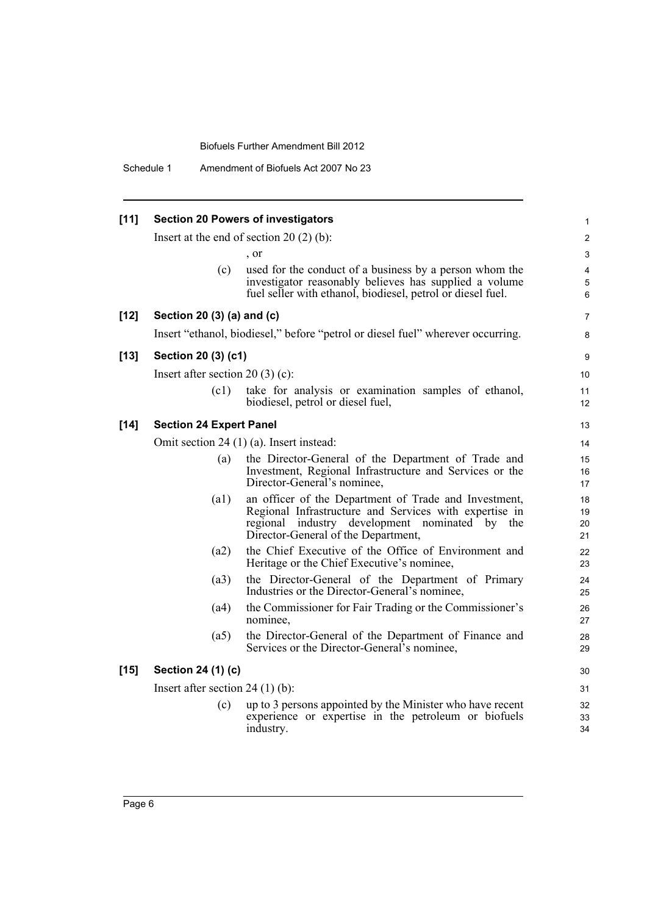**[11] Section 20 Powers of investigators**

Insert at the end of section 20 (2) (b):

, or

(c) used for the conduct of a business by a person whom the investigator reasonably believes has supplied a volume fuel seller with ethanol, biodiesel, petrol or diesel fuel.

**[12] Section 20 (3) (a) and (c)**

Insert "ethanol, biodiesel," before "petrol or diesel fuel" wherever occurring.

**[13] Section 20 (3) (c1)**

Insert after section 20 (3) (c):

(c1) take for analysis or examination samples of ethanol, biodiesel, petrol or diesel fuel,

**[14] Section 24 Expert Panel**

Omit section 24 (1) (a). Insert instead:

(a) the Director-General of the Department of Trade and Investment, Regional Infrastructure and Services or the Director-General's nominee,

(a1) an officer of the Department of Trade and Investment, Regional Infrastructure and Services with expertise in regional industry development nominated by the Director-General of the Department,

(a2) the Chief Executive of the Office of Environment and Heritage or the Chief Executive's nominee,

(a3) the Director-General of the Department of Primary Industries or the Director-General's nominee,

(a4) the Commissioner for Fair Trading or the Commissioner's nominee,

(a5) the Director-General of the Department of Finance and Services or the Director-General's nominee,

**[15] Section 24 (1) (c)**

Insert after section 24 (1) (b):

(c) up to 3 persons appointed by the Minister who have recent experience or expertise in the petroleum or biofuels industry.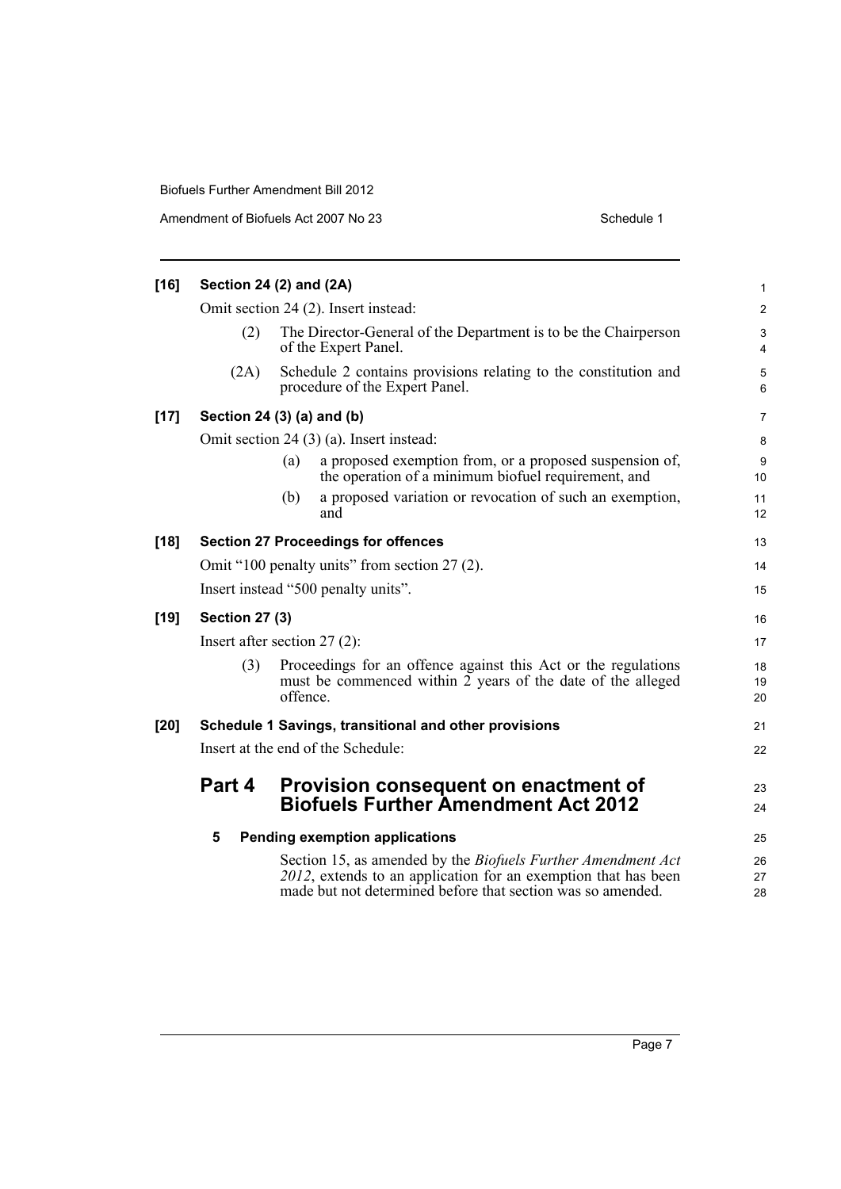**[16] Section 24 (2) and (2A)**

Omit section 24 (2). Insert instead:

(2) The Director-General of the Department is to be the Chairperson of the Expert Panel.

(2A) Schedule 2 contains provisions relating to the constitution and procedure of the Expert Panel.

**[17] Section 24 (3) (a) and (b)**

Omit section 24 (3) (a). Insert instead:

(a) a proposed exemption from, or a proposed suspension of, the operation of a minimum biofuel requirement, and

(b) a proposed variation or revocation of such an exemption, and

**[18] Section 27 Proceedings for offences**

Omit "100 penalty units" from section 27 (2).

Insert instead "500 penalty units".

**[19] Section 27 (3)**

Insert after section 27 (2):

(3) Proceedings for an offence against this Act or the regulations must be commenced within 2 years of the date of the alleged offence.

**[20] Schedule 1 Savings, transitional and other provisions**

Insert at the end of the Schedule:

## Part 4 Provision consequent on enactment of Biofuels Further Amendment Act 2012

**5 Pending exemption applications**

Section 15, as amended by the *Biofuels Further Amendment Act 2012*, extends to an application for an exemption that has been made but not determined before that section was so amended.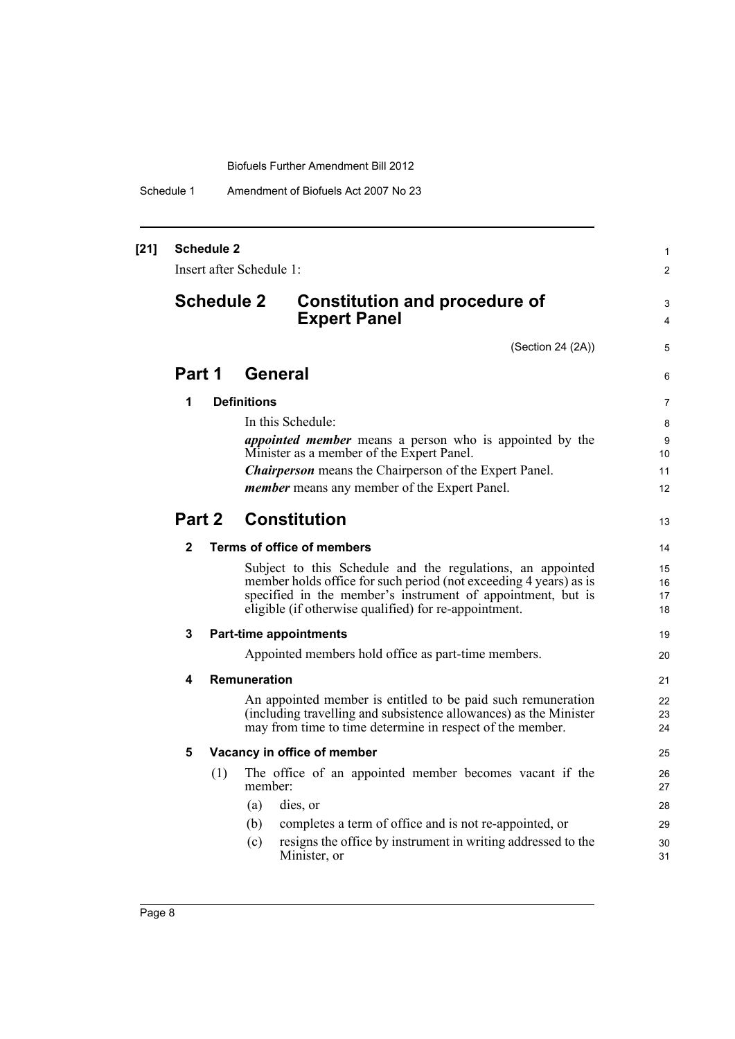**[21] Schedule 2**

Insert after Schedule 1:

# Schedule 2 Constitution and procedure of Expert Panel

(Section 24 (2A))

## Part 1 General

### 1 Definitions

In this Schedule:

***appointed member*** means a person who is appointed by the Minister as a member of the Expert Panel.

***Chairperson*** means the Chairperson of the Expert Panel.

***member*** means any member of the Expert Panel.

## Part 2 Constitution

### 2 Terms of office of members

Subject to this Schedule and the regulations, an appointed member holds office for such period (not exceeding 4 years) as is specified in the member's instrument of appointment, but is eligible (if otherwise qualified) for re-appointment.

### 3 Part-time appointments

Appointed members hold office as part-time members.

### 4 Remuneration

An appointed member is entitled to be paid such remuneration (including travelling and subsistence allowances) as the Minister may from time to time determine in respect of the member.

### 5 Vacancy in office of member

(1) The office of an appointed member becomes vacant if the member:

(a) dies, or

(b) completes a term of office and is not re-appointed, or

(c) resigns the office by instrument in writing addressed to the Minister, or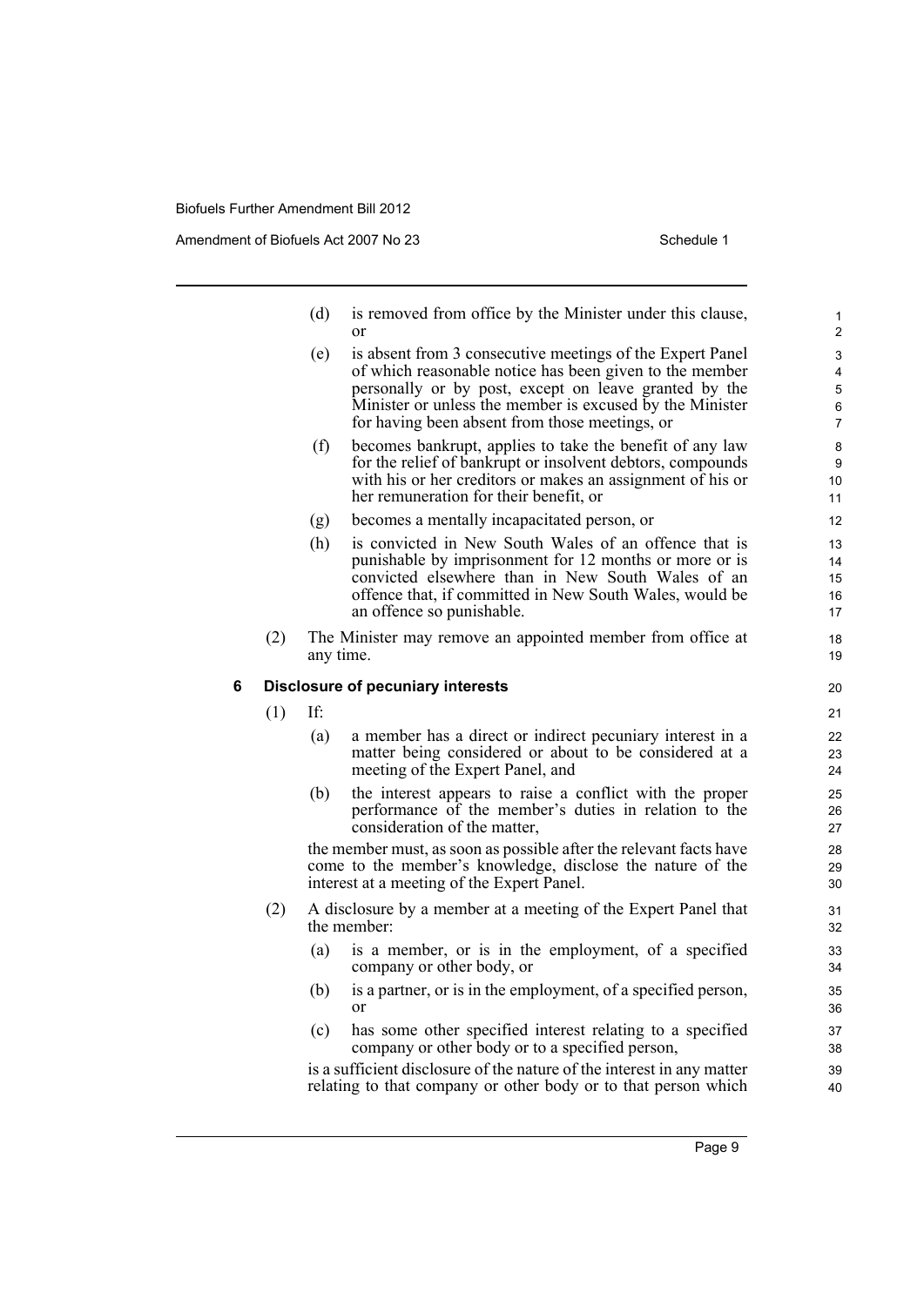(d) is removed from office by the Minister under this clause, or

(e) is absent from 3 consecutive meetings of the Expert Panel of which reasonable notice has been given to the member personally or by post, except on leave granted by the Minister or unless the member is excused by the Minister for having been absent from those meetings, or

(f) becomes bankrupt, applies to take the benefit of any law for the relief of bankrupt or insolvent debtors, compounds with his or her creditors or makes an assignment of his or her remuneration for their benefit, or

(g) becomes a mentally incapacitated person, or

(h) is convicted in New South Wales of an offence that is punishable by imprisonment for 12 months or more or is convicted elsewhere than in New South Wales of an offence that, if committed in New South Wales, would be an offence so punishable.

(2) The Minister may remove an appointed member from office at any time.

### 6 Disclosure of pecuniary interests

(1) If:

(a) a member has a direct or indirect pecuniary interest in a matter being considered or about to be considered at a meeting of the Expert Panel, and

(b) the interest appears to raise a conflict with the proper performance of the member's duties in relation to the consideration of the matter,

the member must, as soon as possible after the relevant facts have come to the member's knowledge, disclose the nature of the interest at a meeting of the Expert Panel.

(2) A disclosure by a member at a meeting of the Expert Panel that the member:

(a) is a member, or is in the employment, of a specified company or other body, or

(b) is a partner, or is in the employment, of a specified person, or

(c) has some other specified interest relating to a specified company or other body or to a specified person,

is a sufficient disclosure of the nature of the interest in any matter relating to that company or other body or to that person which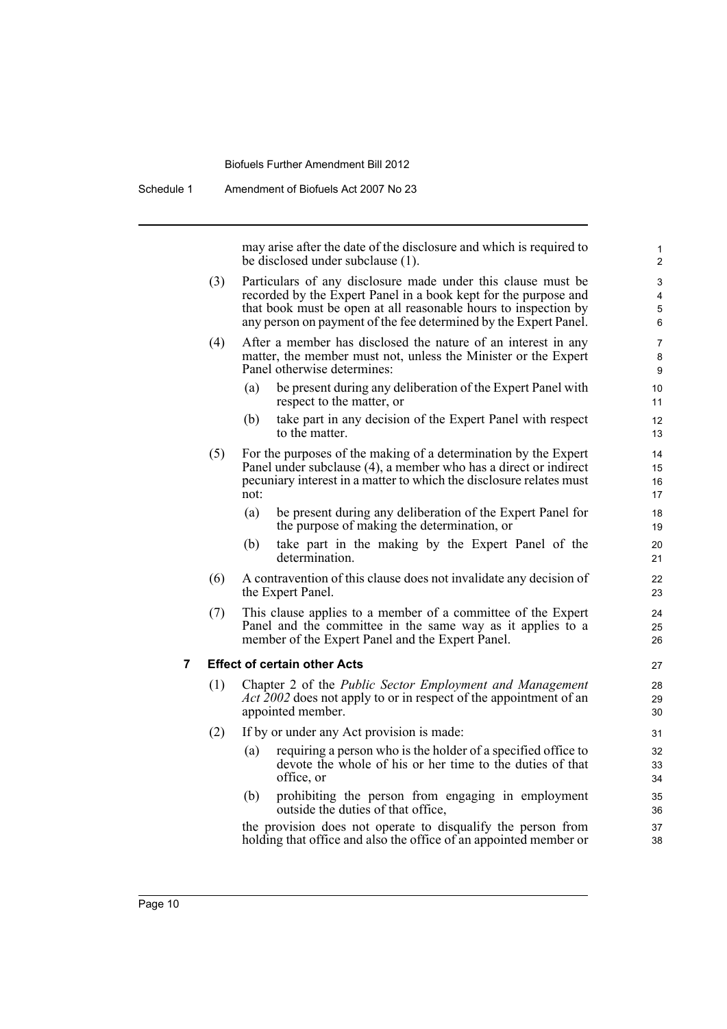may arise after the date of the disclosure and which is required to be disclosed under subclause (1).

(3) Particulars of any disclosure made under this clause must be recorded by the Expert Panel in a book kept for the purpose and that book must be open at all reasonable hours to inspection by any person on payment of the fee determined by the Expert Panel.

(4) After a member has disclosed the nature of an interest in any matter, the member must not, unless the Minister or the Expert Panel otherwise determines:

- (a) be present during any deliberation of the Expert Panel with respect to the matter, or
- (b) take part in any decision of the Expert Panel with respect to the matter.

(5) For the purposes of the making of a determination by the Expert Panel under subclause (4), a member who has a direct or indirect pecuniary interest in a matter to which the disclosure relates must not:

- (a) be present during any deliberation of the Expert Panel for the purpose of making the determination, or
- (b) take part in the making by the Expert Panel of the determination.

(6) A contravention of this clause does not invalidate any decision of the Expert Panel.

(7) This clause applies to a member of a committee of the Expert Panel and the committee in the same way as it applies to a member of the Expert Panel and the Expert Panel.

**7 Effect of certain other Acts**

(1) Chapter 2 of the *Public Sector Employment and Management Act 2002* does not apply to or in respect of the appointment of an appointed member.

(2) If by or under any Act provision is made:

- (a) requiring a person who is the holder of a specified office to devote the whole of his or her time to the duties of that office, or
- (b) prohibiting the person from engaging in employment outside the duties of that office,

the provision does not operate to disqualify the person from holding that office and also the office of an appointed member or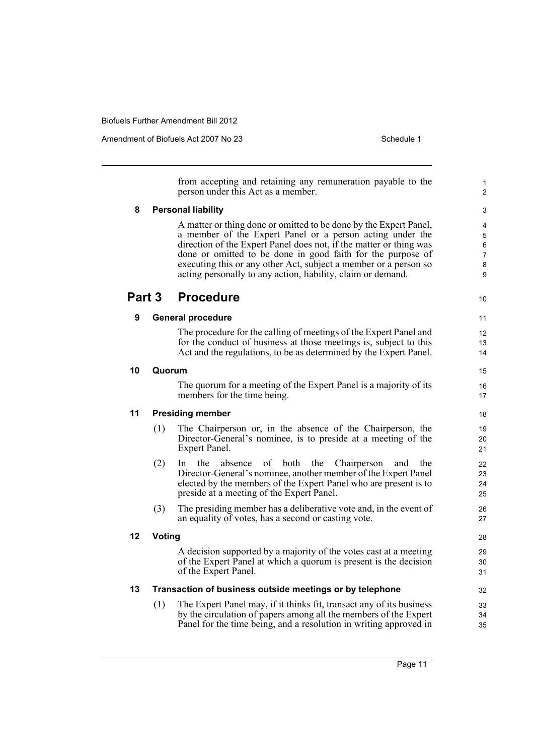from accepting and retaining any remuneration payable to the person under this Act as a member.

**8 Personal liability**

A matter or thing done or omitted to be done by the Expert Panel, a member of the Expert Panel or a person acting under the direction of the Expert Panel does not, if the matter or thing was done or omitted to be done in good faith for the purpose of executing this or any other Act, subject a member or a person so acting personally to any action, liability, claim or demand.

## Part 3 Procedure

**9 General procedure**

The procedure for the calling of meetings of the Expert Panel and for the conduct of business at those meetings is, subject to this Act and the regulations, to be as determined by the Expert Panel.

**10 Quorum**

The quorum for a meeting of the Expert Panel is a majority of its members for the time being.

**11 Presiding member**

(1) The Chairperson or, in the absence of the Chairperson, the Director-General's nominee, is to preside at a meeting of the Expert Panel.

(2) In the absence of both the Chairperson and the Director-General's nominee, another member of the Expert Panel elected by the members of the Expert Panel who are present is to preside at a meeting of the Expert Panel.

(3) The presiding member has a deliberative vote and, in the event of an equality of votes, has a second or casting vote.

**12 Voting**

A decision supported by a majority of the votes cast at a meeting of the Expert Panel at which a quorum is present is the decision of the Expert Panel.

**13 Transaction of business outside meetings or by telephone**

(1) The Expert Panel may, if it thinks fit, transact any of its business by the circulation of papers among all the members of the Expert Panel for the time being, and a resolution in writing approved in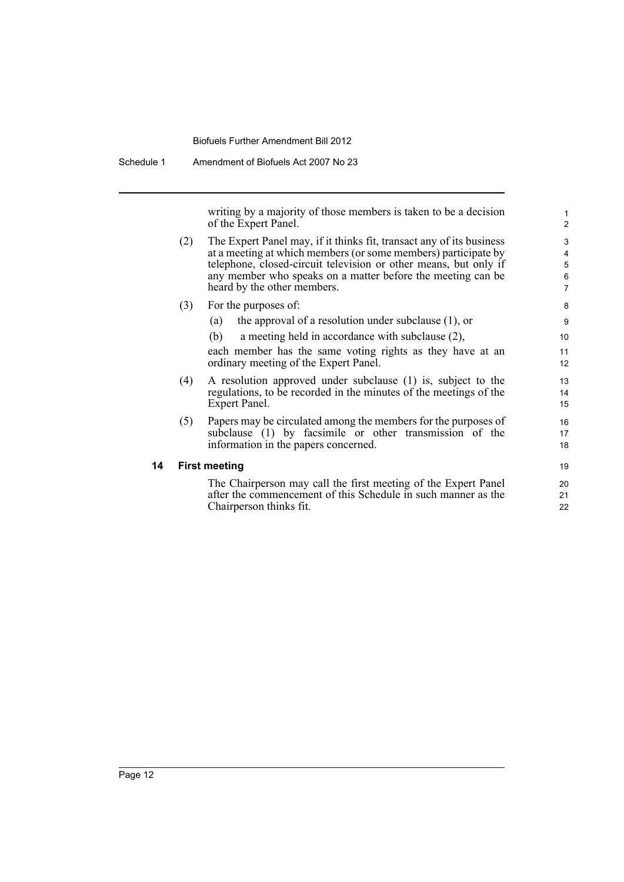writing by a majority of those members is taken to be a decision of the Expert Panel.

(2) The Expert Panel may, if it thinks fit, transact any of its business at a meeting at which members (or some members) participate by telephone, closed-circuit television or other means, but only if any member who speaks on a matter before the meeting can be heard by the other members.

(3) For the purposes of:

(a) the approval of a resolution under subclause (1), or

(b) a meeting held in accordance with subclause (2),

each member has the same voting rights as they have at an ordinary meeting of the Expert Panel.

(4) A resolution approved under subclause (1) is, subject to the regulations, to be recorded in the minutes of the meetings of the Expert Panel.

(5) Papers may be circulated among the members for the purposes of subclause (1) by facsimile or other transmission of the information in the papers concerned.

**14 First meeting**

The Chairperson may call the first meeting of the Expert Panel after the commencement of this Schedule in such manner as the Chairperson thinks fit.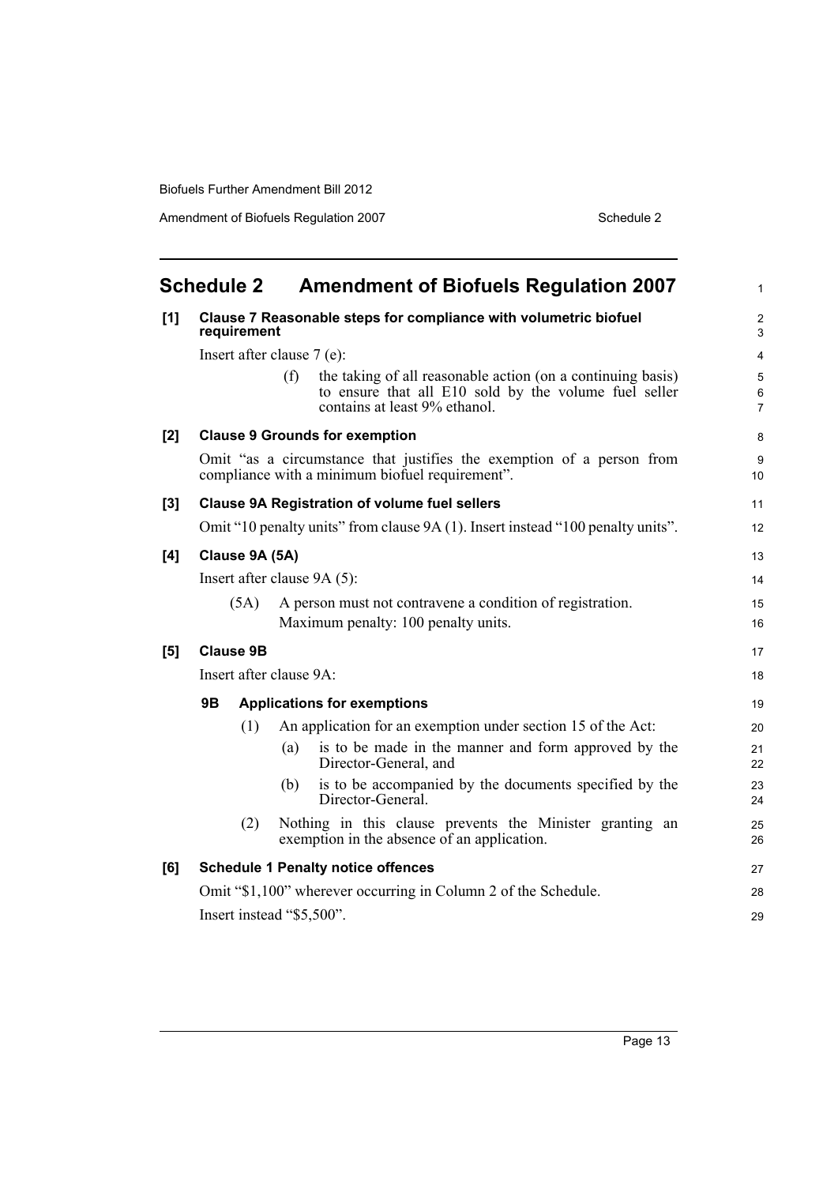# Schedule 2 Amendment of Biofuels Regulation 2007

**[1] Clause 7 Reasonable steps for compliance with volumetric biofuel requirement**

Insert after clause 7 (e):

(f) the taking of all reasonable action (on a continuing basis) to ensure that all E10 sold by the volume fuel seller contains at least 9% ethanol.

**[2] Clause 9 Grounds for exemption**

Omit "as a circumstance that justifies the exemption of a person from compliance with a minimum biofuel requirement".

**[3] Clause 9A Registration of volume fuel sellers**

Omit "10 penalty units" from clause 9A (1). Insert instead "100 penalty units".

**[4] Clause 9A (5A)**

Insert after clause 9A (5):

(5A) A person must not contravene a condition of registration.

Maximum penalty: 100 penalty units.

**[5] Clause 9B**

Insert after clause 9A:

**9B Applications for exemptions**

(1) An application for an exemption under section 15 of the Act:

(a) is to be made in the manner and form approved by the Director-General, and

(b) is to be accompanied by the documents specified by the Director-General.

(2) Nothing in this clause prevents the Minister granting an exemption in the absence of an application.

**[6] Schedule 1 Penalty notice offences**

Omit "$1,100" wherever occurring in Column 2 of the Schedule.

Insert instead "$5,500".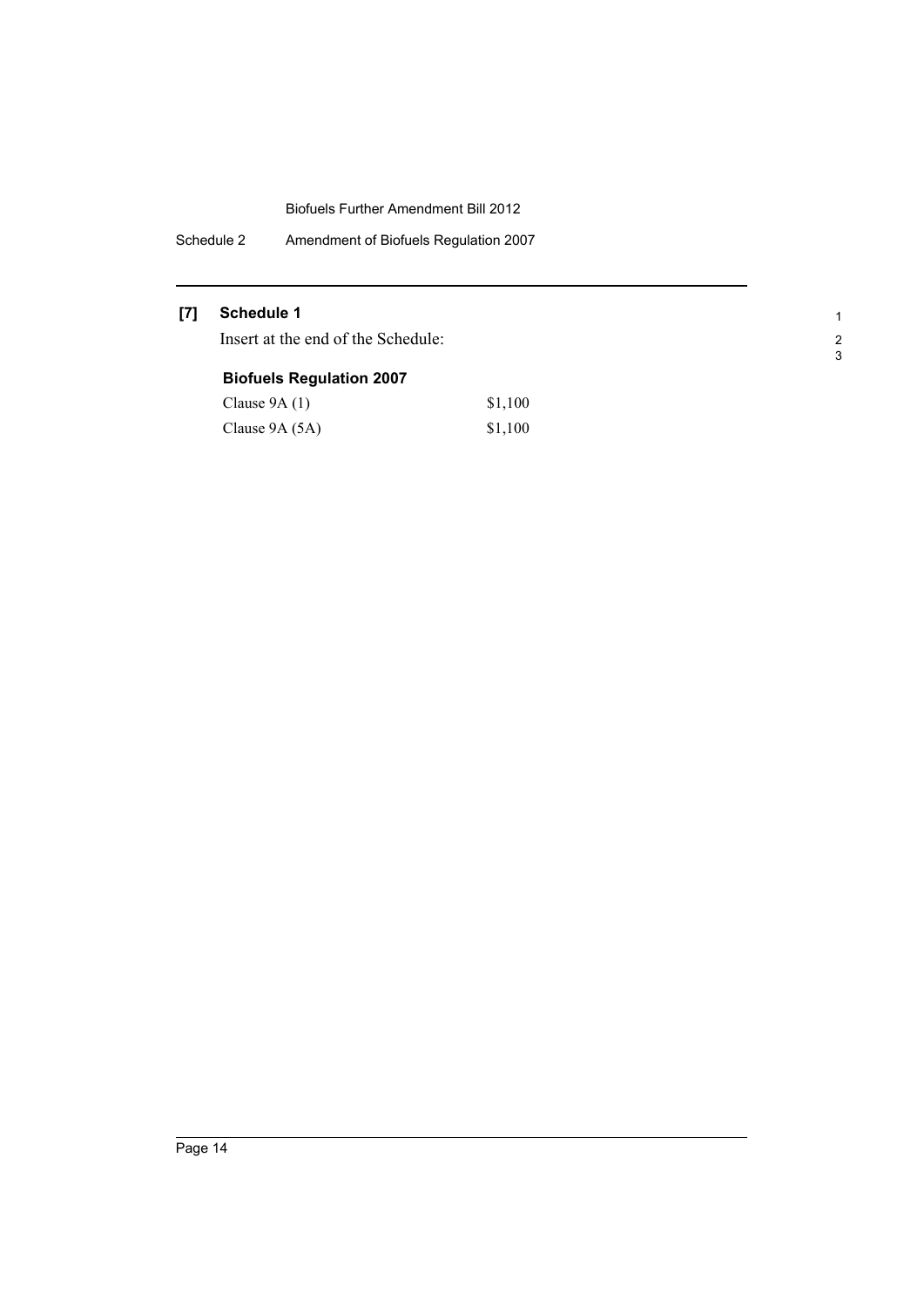## [7] Schedule 1

Insert at the end of the Schedule:

### Biofuels Regulation 2007

| | |
|---|---|
| Clause 9A (1) | $1,100 |
| Clause 9A (5A) | $1,100 |